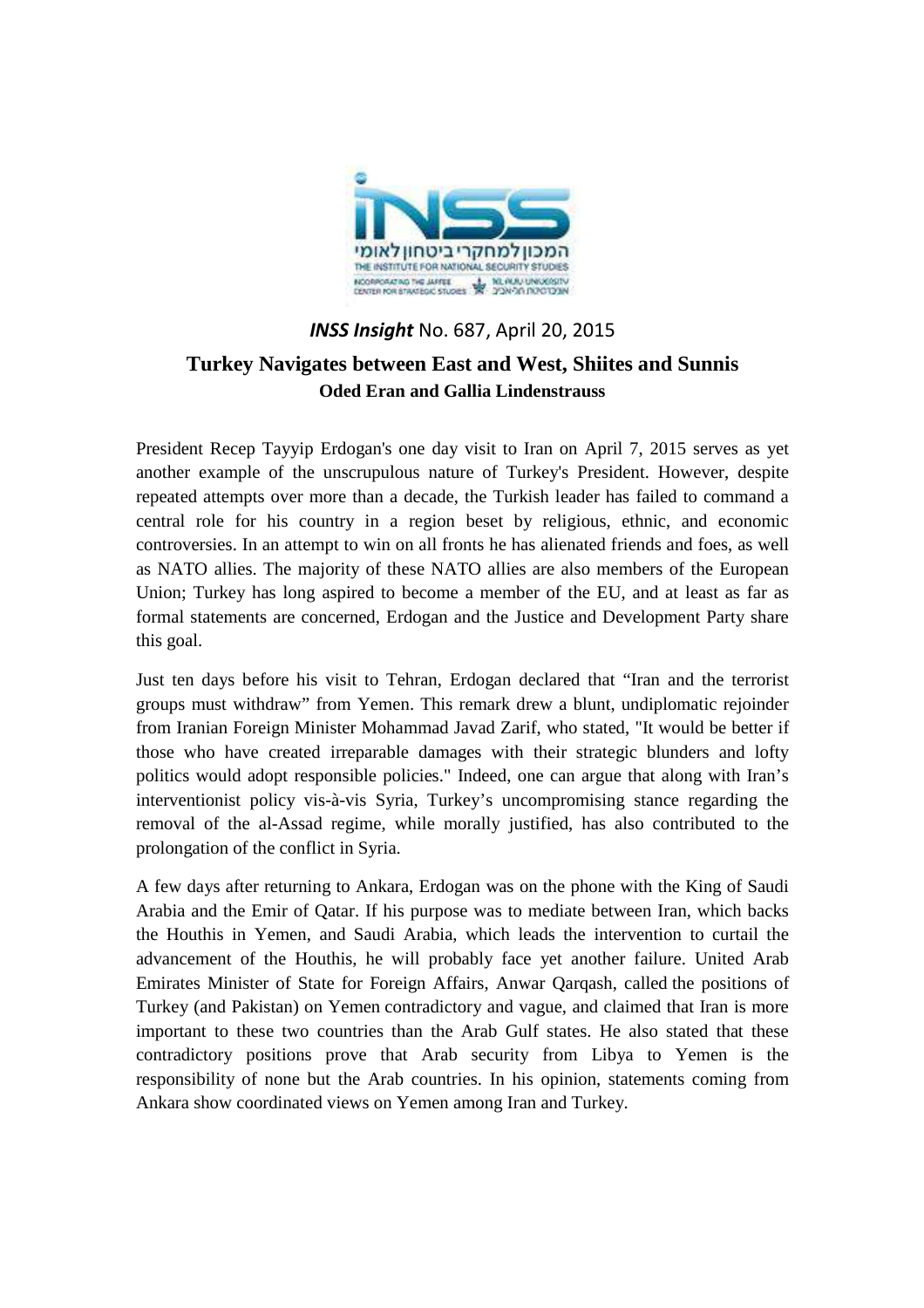***INSS Insight*** **No. 687, April 20, 2015**

# Turkey Navigates between East and West, Shiites and Sunnis

**Oded Eran and Gallia Lindenstrauss**

President Recep Tayyip Erdogan's one day visit to Iran on April 7, 2015 serves as yet another example of the unscrupulous nature of Turkey's President. However, despite repeated attempts over more than a decade, the Turkish leader has failed to command a central role for his country in a region beset by religious, ethnic, and economic controversies. In an attempt to win on all fronts he has alienated friends and foes, as well as NATO allies. The majority of these NATO allies are also members of the European Union; Turkey has long aspired to become a member of the EU, and at least as far as formal statements are concerned, Erdogan and the Justice and Development Party share this goal.

Just ten days before his visit to Tehran, Erdogan declared that "Iran and the terrorist groups must withdraw" from Yemen. This remark drew a blunt, undiplomatic rejoinder from Iranian Foreign Minister Mohammad Javad Zarif, who stated, "It would be better if those who have created irreparable damages with their strategic blunders and lofty politics would adopt responsible policies." Indeed, one can argue that along with Iran's interventionist policy vis-à-vis Syria, Turkey's uncompromising stance regarding the removal of the al-Assad regime, while morally justified, has also contributed to the prolongation of the conflict in Syria.

A few days after returning to Ankara, Erdogan was on the phone with the King of Saudi Arabia and the Emir of Qatar. If his purpose was to mediate between Iran, which backs the Houthis in Yemen, and Saudi Arabia, which leads the intervention to curtail the advancement of the Houthis, he will probably face yet another failure. United Arab Emirates Minister of State for Foreign Affairs, Anwar Qarqash, called the positions of Turkey (and Pakistan) on Yemen contradictory and vague, and claimed that Iran is more important to these two countries than the Arab Gulf states. He also stated that these contradictory positions prove that Arab security from Libya to Yemen is the responsibility of none but the Arab countries. In his opinion, statements coming from Ankara show coordinated views on Yemen among Iran and Turkey.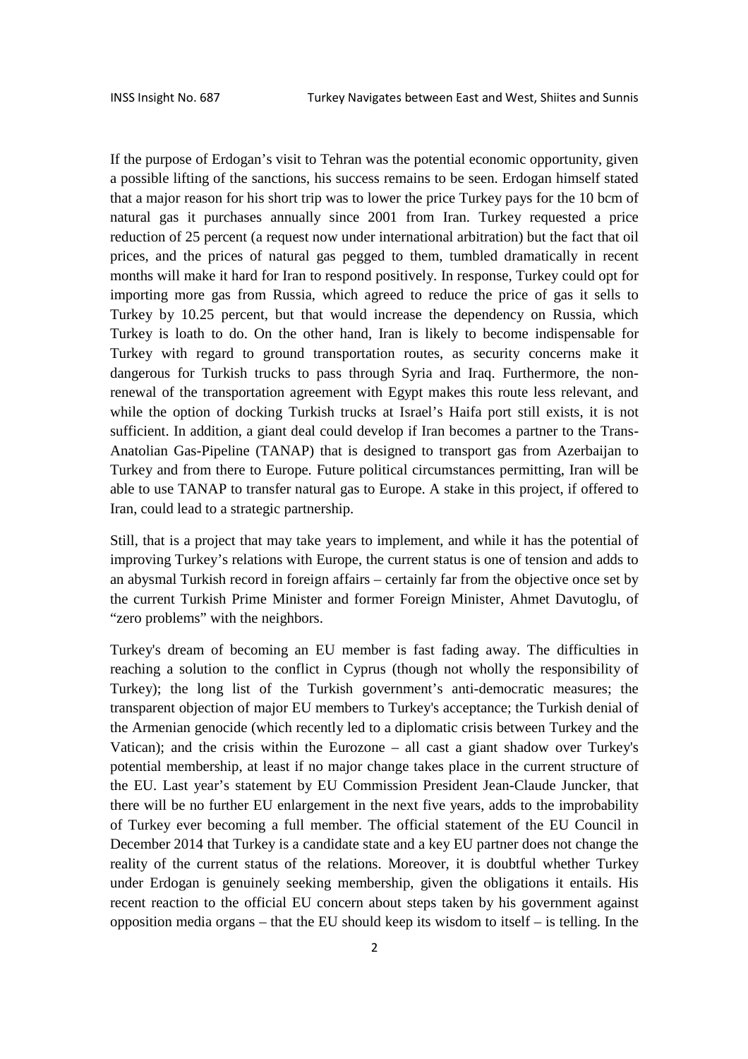If the purpose of Erdogan's visit to Tehran was the potential economic opportunity, given a possible lifting of the sanctions, his success remains to be seen. Erdogan himself stated that a major reason for his short trip was to lower the price Turkey pays for the 10 bcm of natural gas it purchases annually since 2001 from Iran. Turkey requested a price reduction of 25 percent (a request now under international arbitration) but the fact that oil prices, and the prices of natural gas pegged to them, tumbled dramatically in recent months will make it hard for Iran to respond positively. In response, Turkey could opt for importing more gas from Russia, which agreed to reduce the price of gas it sells to Turkey by 10.25 percent, but that would increase the dependency on Russia, which Turkey is loath to do. On the other hand, Iran is likely to become indispensable for Turkey with regard to ground transportation routes, as security concerns make it dangerous for Turkish trucks to pass through Syria and Iraq. Furthermore, the non-renewal of the transportation agreement with Egypt makes this route less relevant, and while the option of docking Turkish trucks at Israel's Haifa port still exists, it is not sufficient. In addition, a giant deal could develop if Iran becomes a partner to the Trans-Anatolian Gas-Pipeline (TANAP) that is designed to transport gas from Azerbaijan to Turkey and from there to Europe. Future political circumstances permitting, Iran will be able to use TANAP to transfer natural gas to Europe. A stake in this project, if offered to Iran, could lead to a strategic partnership.

Still, that is a project that may take years to implement, and while it has the potential of improving Turkey's relations with Europe, the current status is one of tension and adds to an abysmal Turkish record in foreign affairs – certainly far from the objective once set by the current Turkish Prime Minister and former Foreign Minister, Ahmet Davutoglu, of "zero problems" with the neighbors.

Turkey's dream of becoming an EU member is fast fading away. The difficulties in reaching a solution to the conflict in Cyprus (though not wholly the responsibility of Turkey); the long list of the Turkish government's anti-democratic measures; the transparent objection of major EU members to Turkey's acceptance; the Turkish denial of the Armenian genocide (which recently led to a diplomatic crisis between Turkey and the Vatican); and the crisis within the Eurozone – all cast a giant shadow over Turkey's potential membership, at least if no major change takes place in the current structure of the EU. Last year's statement by EU Commission President Jean-Claude Juncker, that there will be no further EU enlargement in the next five years, adds to the improbability of Turkey ever becoming a full member. The official statement of the EU Council in December 2014 that Turkey is a candidate state and a key EU partner does not change the reality of the current status of the relations. Moreover, it is doubtful whether Turkey under Erdogan is genuinely seeking membership, given the obligations it entails. His recent reaction to the official EU concern about steps taken by his government against opposition media organs – that the EU should keep its wisdom to itself – is telling. In the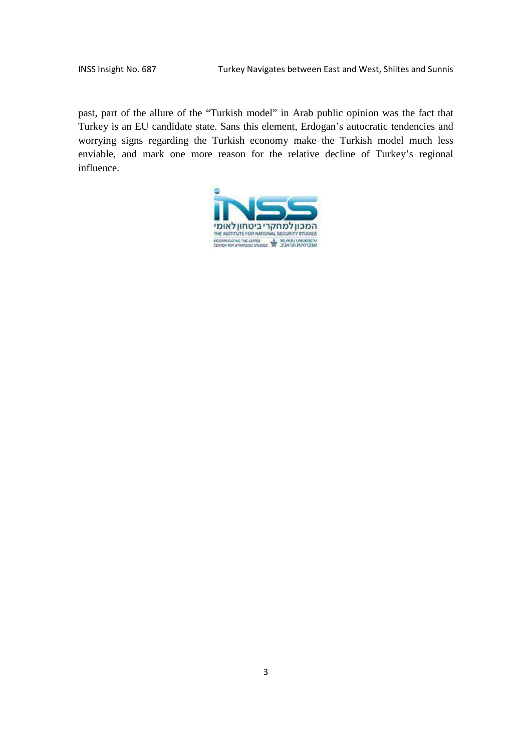past, part of the allure of the "Turkish model" in Arab public opinion was the fact that Turkey is an EU candidate state. Sans this element, Erdogan's autocratic tendencies and worrying signs regarding the Turkish economy make the Turkish model much less enviable, and mark one more reason for the relative decline of Turkey's regional influence.